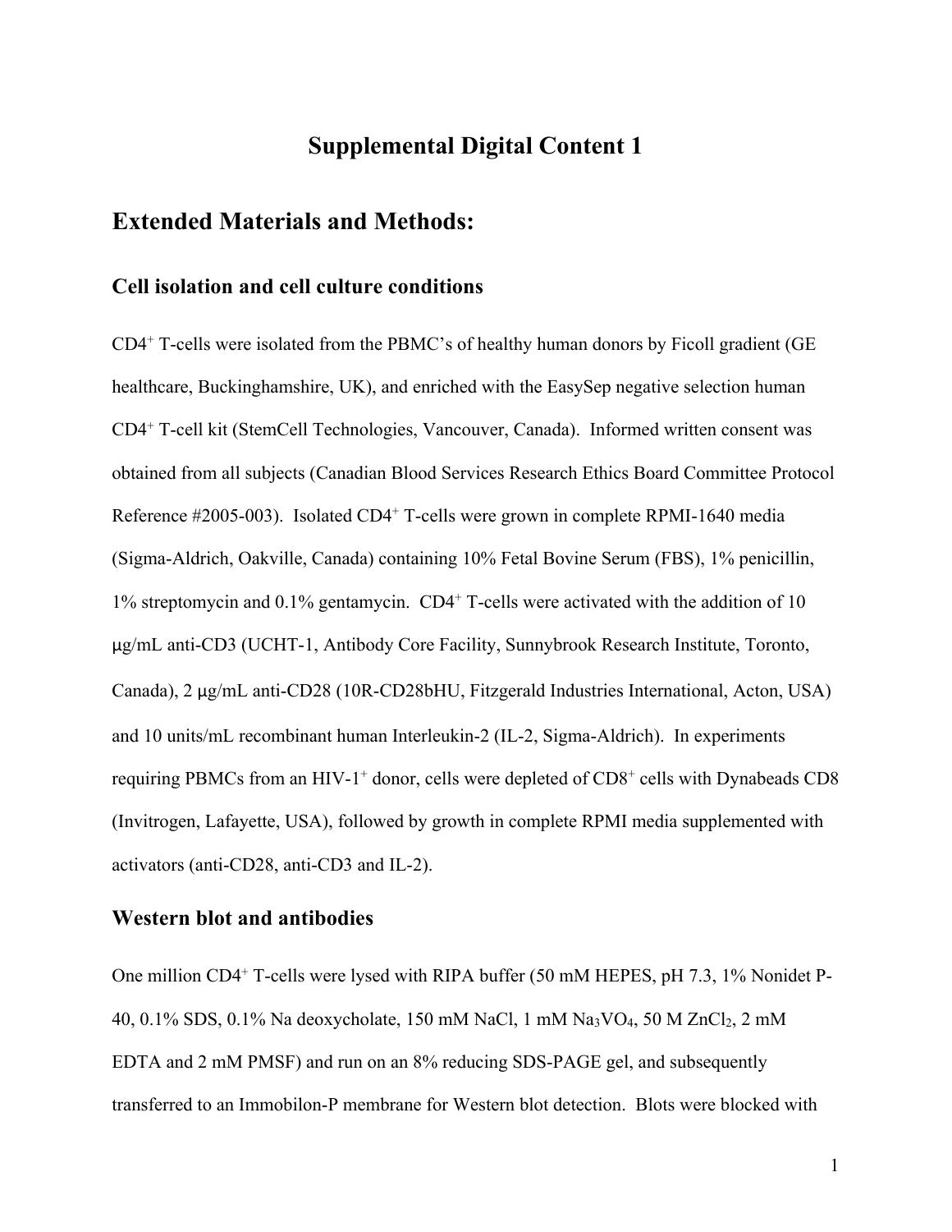# Supplemental Digital Content 1

## Extended Materials and Methods:

### Cell isolation and cell culture conditions

$CD4^+$ T-cells were isolated from the PBMC's of healthy human donors by Ficoll gradient (GE healthcare, Buckinghamshire, UK), and enriched with the EasySep negative selection human $CD4^+$ T-cell kit (StemCell Technologies, Vancouver, Canada). Informed written consent was obtained from all subjects (Canadian Blood Services Research Ethics Board Committee Protocol Reference #2005-003). Isolated $CD4^+$ T-cells were grown in complete RPMI-1640 media (Sigma-Aldrich, Oakville, Canada) containing 10% Fetal Bovine Serum (FBS), 1% penicillin, 1% streptomycin and 0.1% gentamycin. $CD4^+$ T-cells were activated with the addition of 10 μg/mL anti-CD3 (UCHT-1, Antibody Core Facility, Sunnybrook Research Institute, Toronto, Canada), 2 μg/mL anti-CD28 (10R-CD28bHU, Fitzgerald Industries International, Acton, USA) and 10 units/mL recombinant human Interleukin-2 (IL-2, Sigma-Aldrich). In experiments requiring PBMCs from an HIV-$1^+$ donor, cells were depleted of $CD8^+$ cells with Dynabeads CD8 (Invitrogen, Lafayette, USA), followed by growth in complete RPMI media supplemented with activators (anti-CD28, anti-CD3 and IL-2).

### Western blot and antibodies

One million $CD4^+$ T-cells were lysed with RIPA buffer (50 mM HEPES, pH 7.3, 1% Nonidet P-40, 0.1% SDS, 0.1% Na deoxycholate, 150 mM NaCl, 1 mM $Na_3VO_4$, 50 M $ZnCl_2$, 2 mM EDTA and 2 mM PMSF) and run on an 8% reducing SDS-PAGE gel, and subsequently transferred to an Immobilon-P membrane for Western blot detection. Blots were blocked with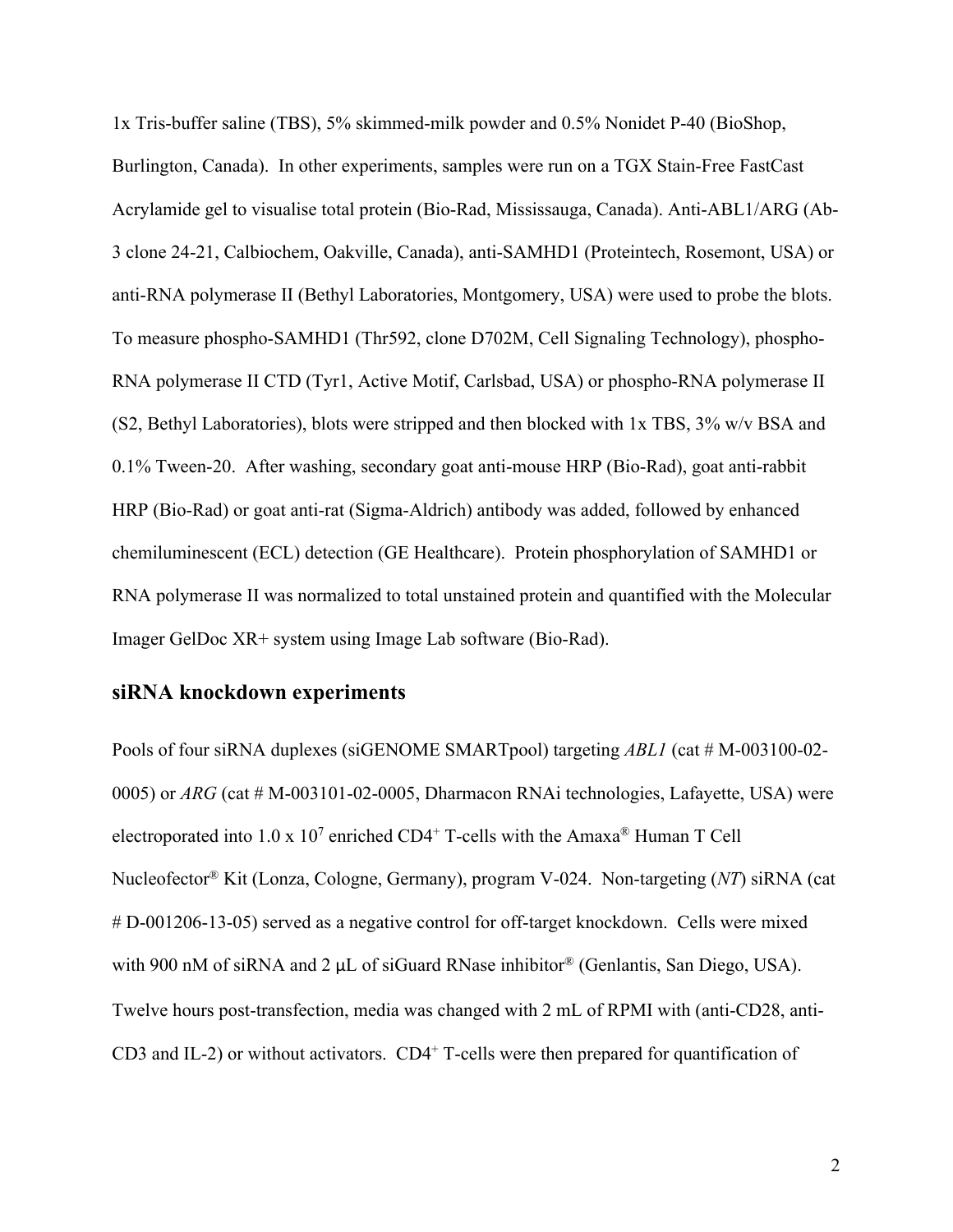1x Tris-buffer saline (TBS), 5% skimmed-milk powder and 0.5% Nonidet P-40 (BioShop, Burlington, Canada). In other experiments, samples were run on a TGX Stain-Free FastCast Acrylamide gel to visualise total protein (Bio-Rad, Mississauga, Canada). Anti-ABL1/ARG (Ab-3 clone 24-21, Calbiochem, Oakville, Canada), anti-SAMHD1 (Proteintech, Rosemont, USA) or anti-RNA polymerase II (Bethyl Laboratories, Montgomery, USA) were used to probe the blots. To measure phospho-SAMHD1 (Thr592, clone D702M, Cell Signaling Technology), phospho-RNA polymerase II CTD (Tyr1, Active Motif, Carlsbad, USA) or phospho-RNA polymerase II (S2, Bethyl Laboratories), blots were stripped and then blocked with 1x TBS, 3% w/v BSA and 0.1% Tween-20. After washing, secondary goat anti-mouse HRP (Bio-Rad), goat anti-rabbit HRP (Bio-Rad) or goat anti-rat (Sigma-Aldrich) antibody was added, followed by enhanced chemiluminescent (ECL) detection (GE Healthcare). Protein phosphorylation of SAMHD1 or RNA polymerase II was normalized to total unstained protein and quantified with the Molecular Imager GelDoc XR+ system using Image Lab software (Bio-Rad).

## siRNA knockdown experiments

Pools of four siRNA duplexes (siGENOME SMARTpool) targeting *ABL1* (cat # M-003100-02-0005) or *ARG* (cat # M-003101-02-0005, Dharmacon RNAi technologies, Lafayette, USA) were electroporated into 1.0 x $10^7$ enriched CD4$^+$ T-cells with the Amaxa® Human T Cell Nucleofector® Kit (Lonza, Cologne, Germany), program V-024. Non-targeting (*NT*) siRNA (cat # D-001206-13-05) served as a negative control for off-target knockdown. Cells were mixed with 900 nM of siRNA and 2 μL of siGuard RNase inhibitor® (Genlantis, San Diego, USA). Twelve hours post-transfection, media was changed with 2 mL of RPMI with (anti-CD28, anti-CD3 and IL-2) or without activators. CD4$^+$ T-cells were then prepared for quantification of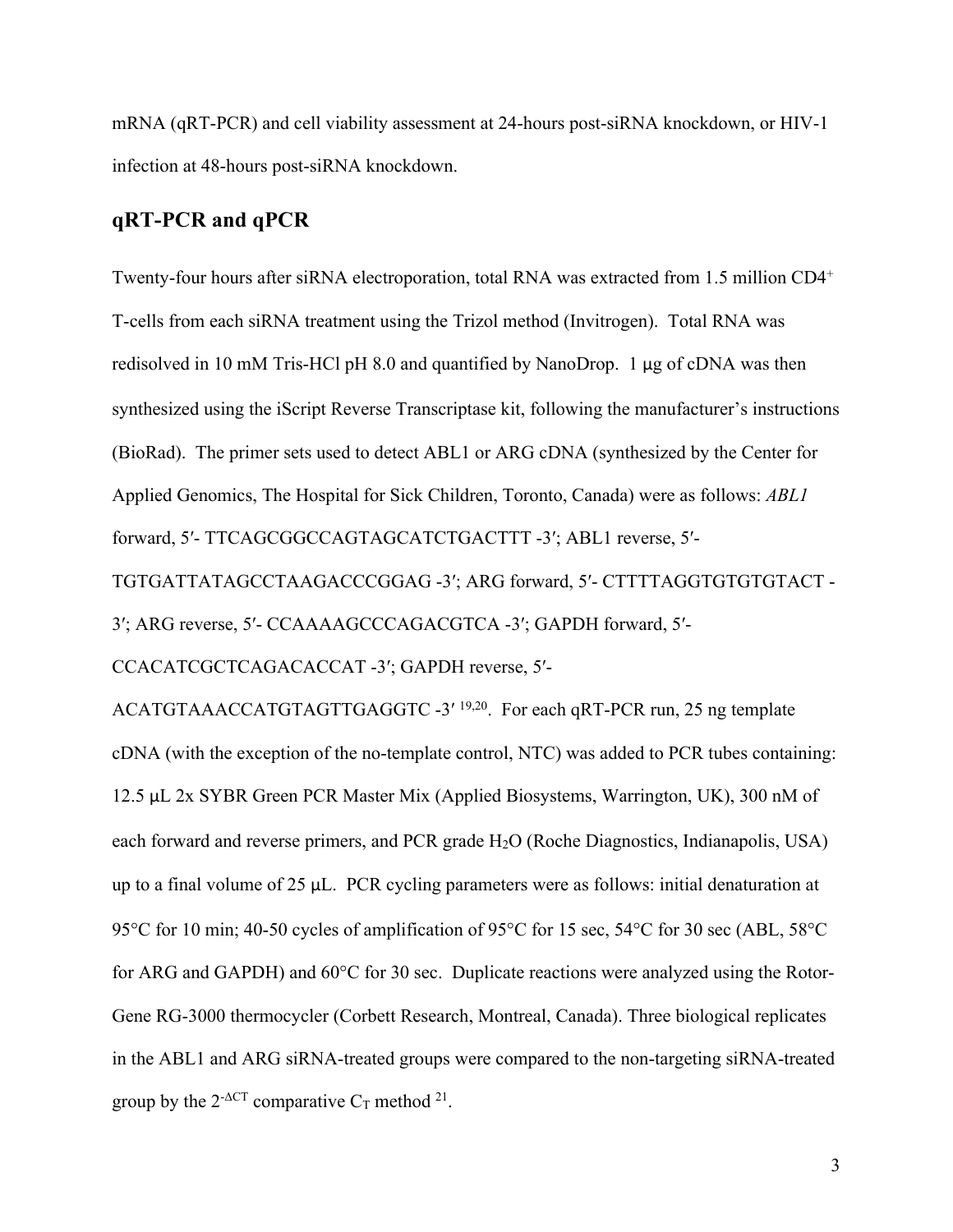mRNA (qRT-PCR) and cell viability assessment at 24-hours post-siRNA knockdown, or HIV-1 infection at 48-hours post-siRNA knockdown.

## qRT-PCR and qPCR

Twenty-four hours after siRNA electroporation, total RNA was extracted from 1.5 million $CD4^+$ T-cells from each siRNA treatment using the Trizol method (Invitrogen). Total RNA was redisolved in 10 mM Tris-HCl pH 8.0 and quantified by NanoDrop. 1 μg of cDNA was then synthesized using the iScript Reverse Transcriptase kit, following the manufacturer's instructions (BioRad). The primer sets used to detect ABL1 or ARG cDNA (synthesized by the Center for Applied Genomics, The Hospital for Sick Children, Toronto, Canada) were as follows: *ABL1* forward, 5′- TTCAGCGGCCAGTAGCATCTGACTTT -3′; ABL1 reverse, 5′- TGTGATTATAGCCTAAGACCCGGAG -3′; ARG forward, 5′- CTTTTAGGTGTGTGTACT -3′; ARG reverse, 5′- CCAAAAGCCCAGACGTCA -3′; GAPDH forward, 5′- CCACATCGCTCAGACACCAT -3′; GAPDH reverse, 5′- ACATGTAAACCATGTAGTTGAGGTC -3′ [19,20]. For each qRT-PCR run, 25 ng template cDNA (with the exception of the no-template control, NTC) was added to PCR tubes containing: 12.5 μL 2x SYBR Green PCR Master Mix (Applied Biosystems, Warrington, UK), 300 nM of each forward and reverse primers, and PCR grade $H_2O$ (Roche Diagnostics, Indianapolis, USA) up to a final volume of 25 μL. PCR cycling parameters were as follows: initial denaturation at 95°C for 10 min; 40-50 cycles of amplification of 95°C for 15 sec, 54°C for 30 sec (ABL, 58°C for ARG and GAPDH) and 60°C for 30 sec. Duplicate reactions were analyzed using the Rotor-Gene RG-3000 thermocycler (Corbett Research, Montreal, Canada). Three biological replicates in the ABL1 and ARG siRNA-treated groups were compared to the non-targeting siRNA-treated group by the $2^{-\Delta CT}$ comparative $C_T$ method [21].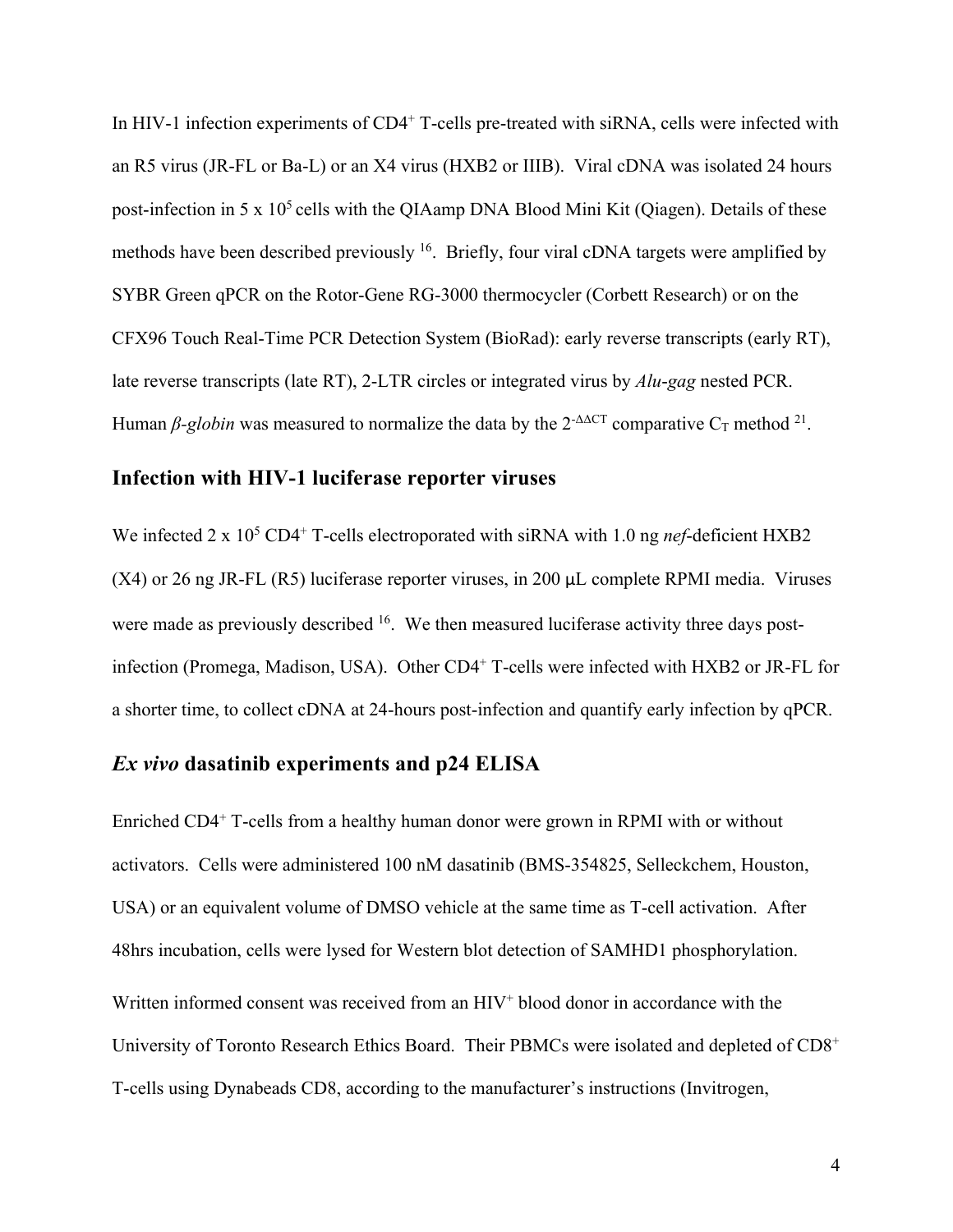In HIV-1 infection experiments of $CD4^+$ T-cells pre-treated with siRNA, cells were infected with an R5 virus (JR-FL or Ba-L) or an X4 virus (HXB2 or IIIB). Viral cDNA was isolated 24 hours post-infection in $5 \times 10^5$ cells with the QIAamp DNA Blood Mini Kit (Qiagen). Details of these methods have been described previously [16]. Briefly, four viral cDNA targets were amplified by SYBR Green qPCR on the Rotor-Gene RG-3000 thermocycler (Corbett Research) or on the CFX96 Touch Real-Time PCR Detection System (BioRad): early reverse transcripts (early RT), late reverse transcripts (late RT), 2-LTR circles or integrated virus by *Alu-gag* nested PCR. Human *β-globin* was measured to normalize the data by the $2^{-\Delta\Delta CT}$ comparative $C_T$ method [21].

## Infection with HIV-1 luciferase reporter viruses

We infected $2 \times 10^5$ $CD4^+$ T-cells electroporated with siRNA with 1.0 ng *nef*-deficient HXB2 (X4) or 26 ng JR-FL (R5) luciferase reporter viruses, in 200 μL complete RPMI media. Viruses were made as previously described [16]. We then measured luciferase activity three days post-infection (Promega, Madison, USA). Other $CD4^+$ T-cells were infected with HXB2 or JR-FL for a shorter time, to collect cDNA at 24-hours post-infection and quantify early infection by qPCR.

## *Ex vivo* dasatinib experiments and p24 ELISA

Enriched $CD4^+$ T-cells from a healthy human donor were grown in RPMI with or without activators. Cells were administered 100 nM dasatinib (BMS-354825, Selleckchem, Houston, USA) or an equivalent volume of DMSO vehicle at the same time as T-cell activation. After 48hrs incubation, cells were lysed for Western blot detection of SAMHD1 phosphorylation.

Written informed consent was received from an $HIV^+$ blood donor in accordance with the University of Toronto Research Ethics Board. Their PBMCs were isolated and depleted of $CD8^+$ T-cells using Dynabeads CD8, according to the manufacturer's instructions (Invitrogen,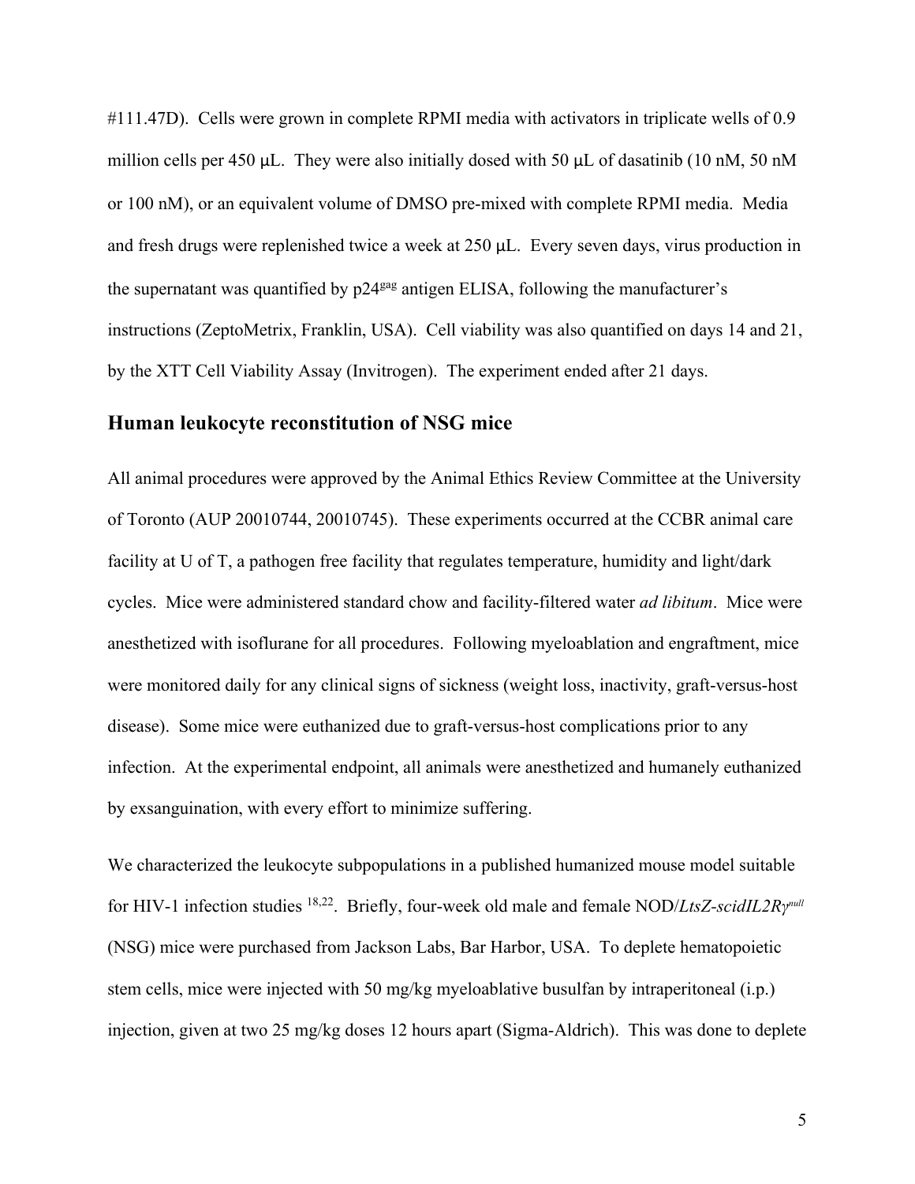#111.47D). Cells were grown in complete RPMI media with activators in triplicate wells of 0.9 million cells per 450 μL. They were also initially dosed with 50 μL of dasatinib (10 nM, 50 nM or 100 nM), or an equivalent volume of DMSO pre-mixed with complete RPMI media. Media and fresh drugs were replenished twice a week at 250 μL. Every seven days, virus production in the supernatant was quantified by p24$^{gag}$ antigen ELISA, following the manufacturer's instructions (ZeptoMetrix, Franklin, USA). Cell viability was also quantified on days 14 and 21, by the XTT Cell Viability Assay (Invitrogen). The experiment ended after 21 days.

## Human leukocyte reconstitution of NSG mice

All animal procedures were approved by the Animal Ethics Review Committee at the University of Toronto (AUP 20010744, 20010745). These experiments occurred at the CCBR animal care facility at U of T, a pathogen free facility that regulates temperature, humidity and light/dark cycles. Mice were administered standard chow and facility-filtered water *ad libitum*. Mice were anesthetized with isoflurane for all procedures. Following myeloablation and engraftment, mice were monitored daily for any clinical signs of sickness (weight loss, inactivity, graft-versus-host disease). Some mice were euthanized due to graft-versus-host complications prior to any infection. At the experimental endpoint, all animals were anesthetized and humanely euthanized by exsanguination, with every effort to minimize suffering.

We characterized the leukocyte subpopulations in a published humanized mouse model suitable for HIV-1 infection studies [18,22]. Briefly, four-week old male and female NOD/*LtsZ-scidIL2Rγ$^{null}$* (NSG) mice were purchased from Jackson Labs, Bar Harbor, USA. To deplete hematopoietic stem cells, mice were injected with 50 mg/kg myeloablative busulfan by intraperitoneal (i.p.) injection, given at two 25 mg/kg doses 12 hours apart (Sigma-Aldrich). This was done to deplete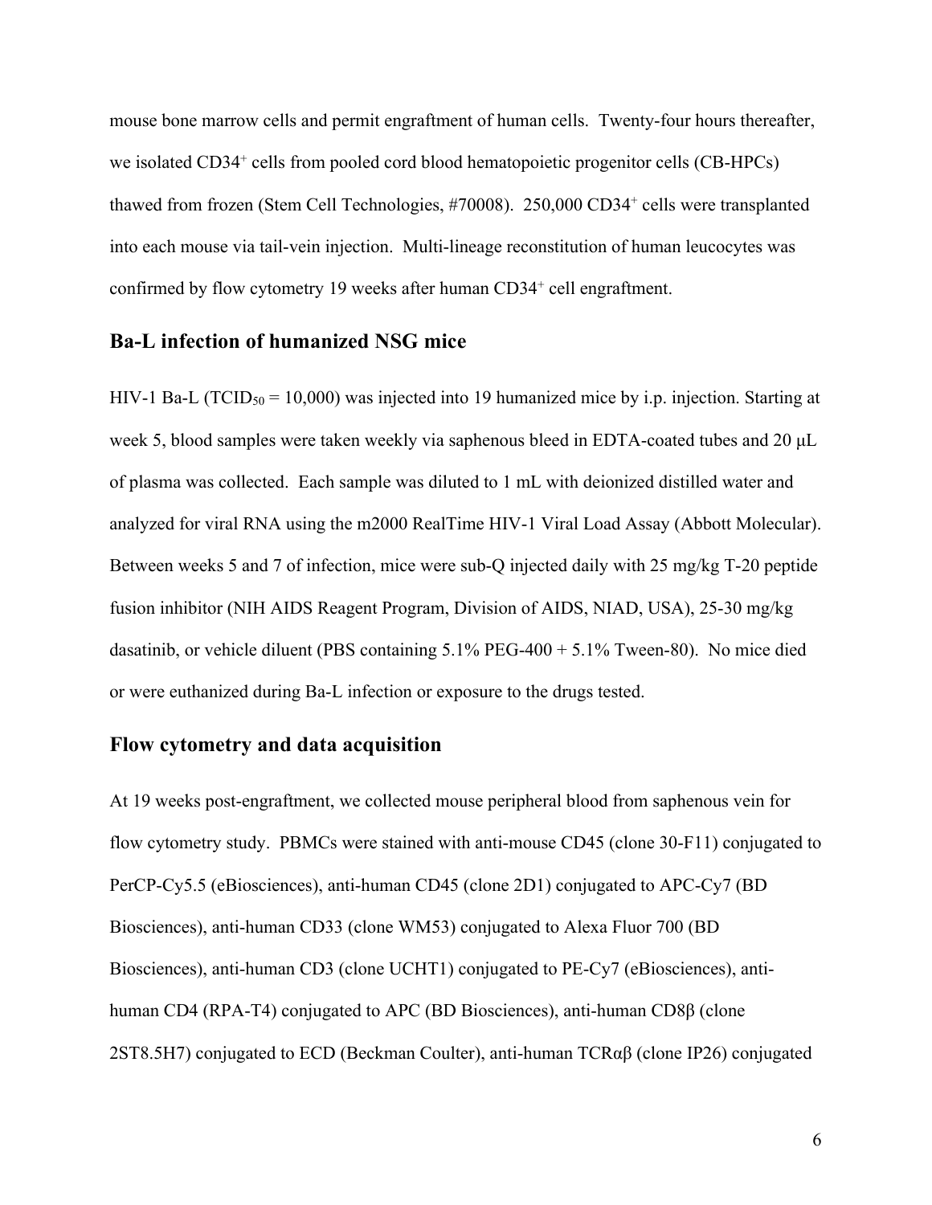mouse bone marrow cells and permit engraftment of human cells. Twenty-four hours thereafter, we isolated $CD34^+$ cells from pooled cord blood hematopoietic progenitor cells (CB-HPCs) thawed from frozen (Stem Cell Technologies, #70008). 250,000 $CD34^+$ cells were transplanted into each mouse via tail-vein injection. Multi-lineage reconstitution of human leucocytes was confirmed by flow cytometry 19 weeks after human $CD34^+$ cell engraftment.

## Ba-L infection of humanized NSG mice

HIV-1 Ba-L ($TCID_{50}$ = 10,000) was injected into 19 humanized mice by i.p. injection. Starting at week 5, blood samples were taken weekly via saphenous bleed in EDTA-coated tubes and 20 μL of plasma was collected. Each sample was diluted to 1 mL with deionized distilled water and analyzed for viral RNA using the m2000 RealTime HIV-1 Viral Load Assay (Abbott Molecular). Between weeks 5 and 7 of infection, mice were sub-Q injected daily with 25 mg/kg T-20 peptide fusion inhibitor (NIH AIDS Reagent Program, Division of AIDS, NIAD, USA), 25-30 mg/kg dasatinib, or vehicle diluent (PBS containing 5.1% PEG-400 + 5.1% Tween-80). No mice died or were euthanized during Ba-L infection or exposure to the drugs tested.

## Flow cytometry and data acquisition

At 19 weeks post-engraftment, we collected mouse peripheral blood from saphenous vein for flow cytometry study. PBMCs were stained with anti-mouse CD45 (clone 30-F11) conjugated to PerCP-Cy5.5 (eBiosciences), anti-human CD45 (clone 2D1) conjugated to APC-Cy7 (BD Biosciences), anti-human CD33 (clone WM53) conjugated to Alexa Fluor 700 (BD Biosciences), anti-human CD3 (clone UCHT1) conjugated to PE-Cy7 (eBiosciences), anti-human CD4 (RPA-T4) conjugated to APC (BD Biosciences), anti-human CD8β (clone 2ST8.5H7) conjugated to ECD (Beckman Coulter), anti-human TCRαβ (clone IP26) conjugated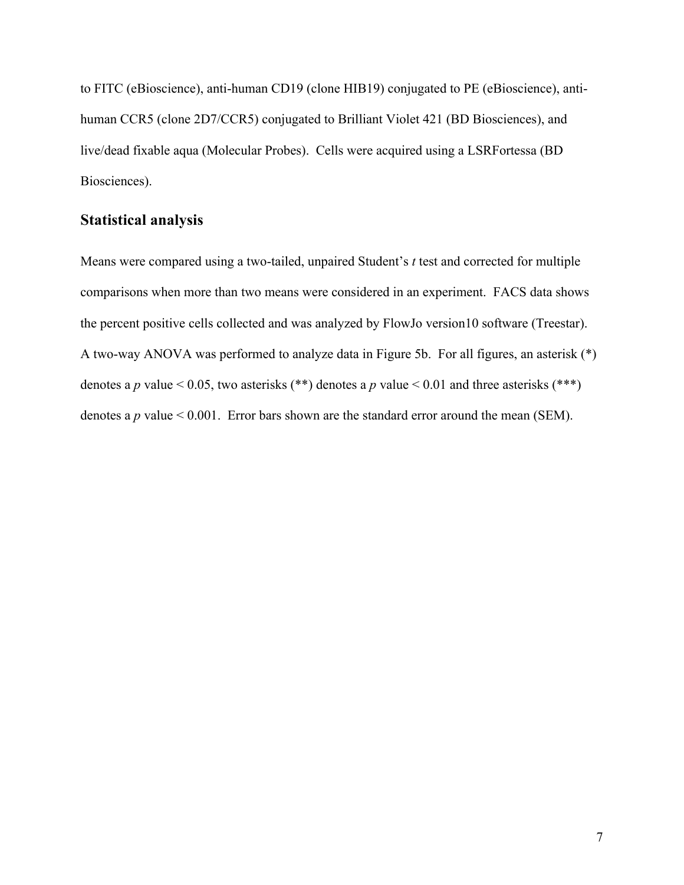to FITC (eBioscience), anti-human CD19 (clone HIB19) conjugated to PE (eBioscience), anti-human CCR5 (clone 2D7/CCR5) conjugated to Brilliant Violet 421 (BD Biosciences), and live/dead fixable aqua (Molecular Probes). Cells were acquired using a LSRFortessa (BD Biosciences).

## Statistical analysis

Means were compared using a two-tailed, unpaired Student's *t* test and corrected for multiple comparisons when more than two means were considered in an experiment. FACS data shows the percent positive cells collected and was analyzed by FlowJo version10 software (Treestar). A two-way ANOVA was performed to analyze data in Figure 5b. For all figures, an asterisk (*) denotes a $p$ value < 0.05, two asterisks (**) denotes a $p$ value < 0.01 and three asterisks (***) denotes a $p$ value < 0.001. Error bars shown are the standard error around the mean (SEM).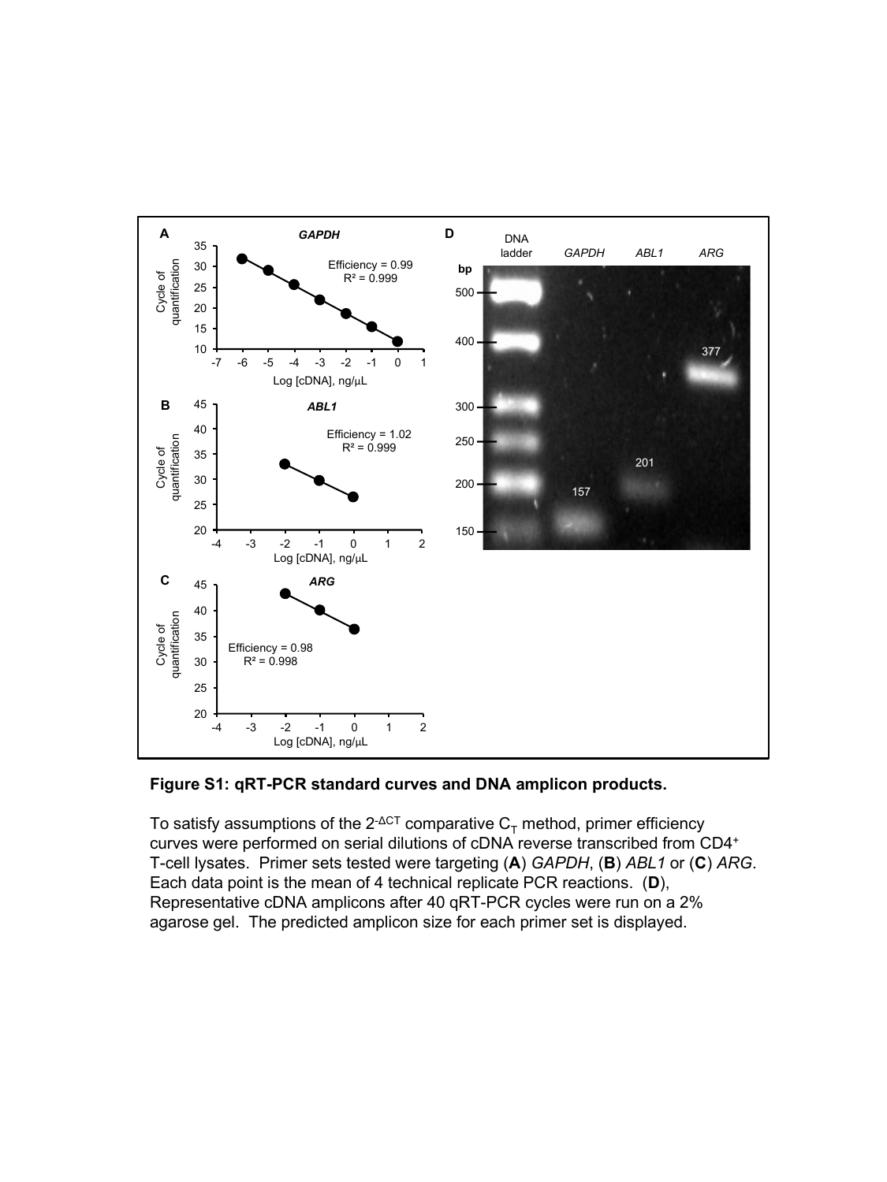**Figure S1: qRT-PCR standard curves and DNA amplicon products.**

To satisfy assumptions of the $2^{-\Delta CT}$ comparative $C_T$ method, primer efficiency curves were performed on serial dilutions of cDNA reverse transcribed from $CD4^+$ T-cell lysates. Primer sets tested were targeting (**A**) *GAPDH*, (**B**) *ABL1* or (**C**) *ARG*. Each data point is the mean of 4 technical replicate PCR reactions. (**D**), Representative cDNA amplicons after 40 qRT-PCR cycles were run on a 2% agarose gel. The predicted amplicon size for each primer set is displayed.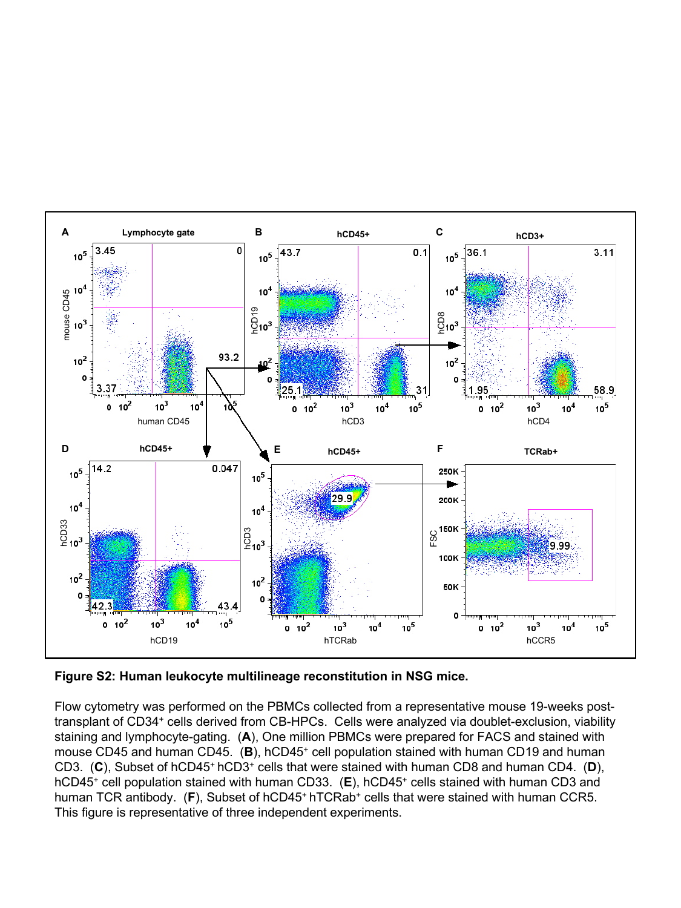A

Lymphocyte gate

3.45

0

93.2

3.37

mouse CD45

human CD45

B

hCD45+

43.7

0.1

25.1

31

hCD19

hCD3

C

hCD3+

36.1

3.11

1.95

58.9

hCD8

hCD4

D

hCD45+

14.2

0.047

42.3

43.4

hCD33

hCD19

E

hCD45+

29.9

hCD3

hTCRab

F

TCRab+

9.99

FSC

hCCR5

**Figure S2: Human leukocyte multilineage reconstitution in NSG mice.**

Flow cytometry was performed on the PBMCs collected from a representative mouse 19-weeks post-transplant of $CD34^+$ cells derived from CB-HPCs. Cells were analyzed via doublet-exclusion, viability staining and lymphocyte-gating. (**A**), One million PBMCs were prepared for FACS and stained with mouse CD45 and human CD45. (**B**), $hCD45^+$ cell population stained with human CD19 and human CD3. (**C**), Subset of $hCD45^+$ $hCD3^+$ cells that were stained with human CD8 and human CD4. (**D**), $hCD45^+$ cell population stained with human CD33. (**E**), $hCD45^+$ cells stained with human CD3 and human TCR antibody. (**F**), Subset of $hCD45^+$ $hTCRab^+$ cells that were stained with human CCR5. This figure is representative of three independent experiments.